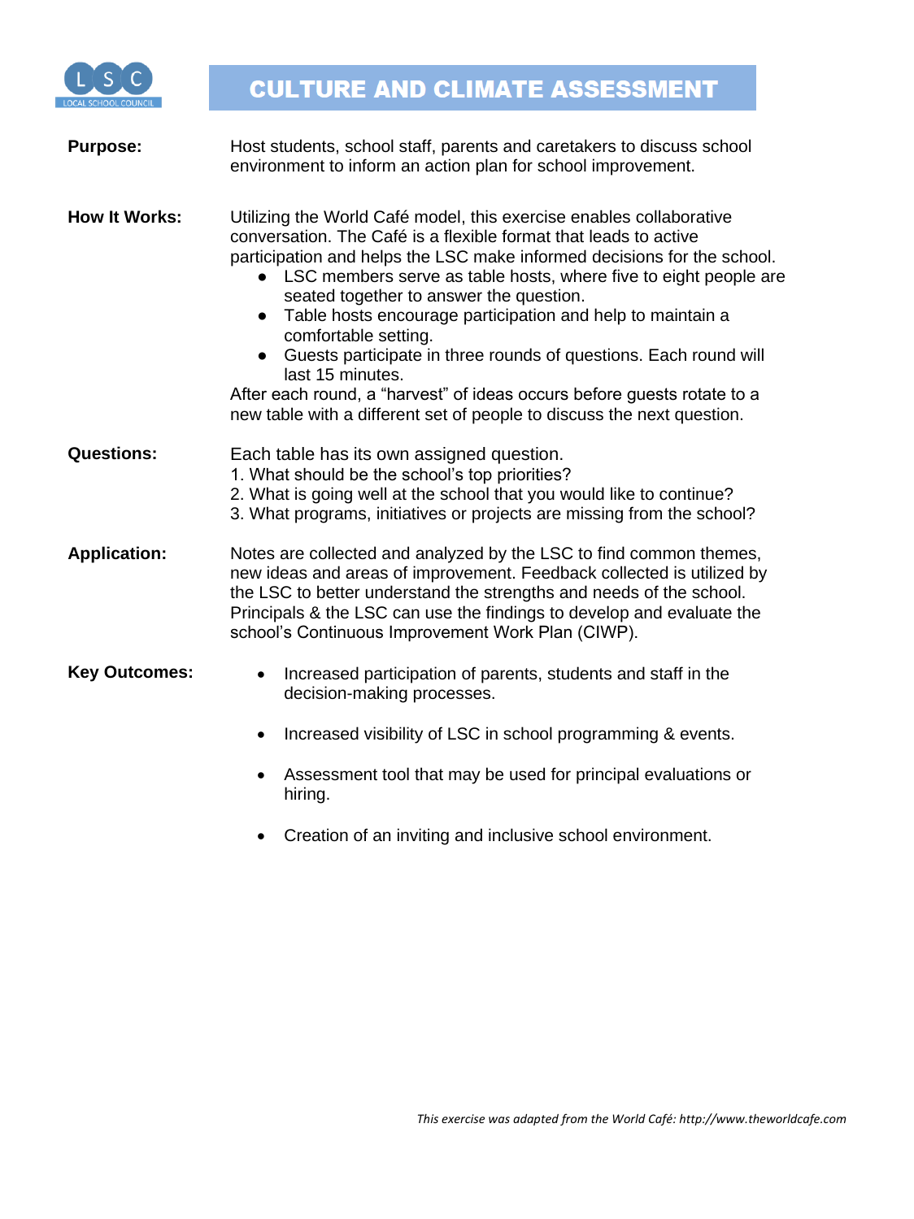# CULTURE AND CLIMATE ASSESSMENT

**Purpose:** Host students, school staff, parents and caretakers to discuss school environment to inform an action plan for school improvement.

**How It Works:** Utilizing the World Café model, this exercise enables collaborative conversation. The Café is a flexible format that leads to active participation and helps the LSC make informed decisions for the school.

- LSC members serve as table hosts, where five to eight people are seated together to answer the question.
- Table hosts encourage participation and help to maintain a comfortable setting.
- Guests participate in three rounds of questions. Each round will last 15 minutes.

After each round, a "harvest" of ideas occurs before guests rotate to a new table with a different set of people to discuss the next question.

**Questions:** Each table has its own assigned question.

1. What should be the school's top priorities?
2. What is going well at the school that you would like to continue?
3. What programs, initiatives or projects are missing from the school?

**Application:** Notes are collected and analyzed by the LSC to find common themes, new ideas and areas of improvement. Feedback collected is utilized by the LSC to better understand the strengths and needs of the school. Principals & the LSC can use the findings to develop and evaluate the school's Continuous Improvement Work Plan (CIWP).

**Key Outcomes:**

- Increased participation of parents, students and staff in the decision-making processes.
- Increased visibility of LSC in school programming & events.
- Assessment tool that may be used for principal evaluations or hiring.
- Creation of an inviting and inclusive school environment.

*This exercise was adapted from the World Café: http://www.theworldcafe.com*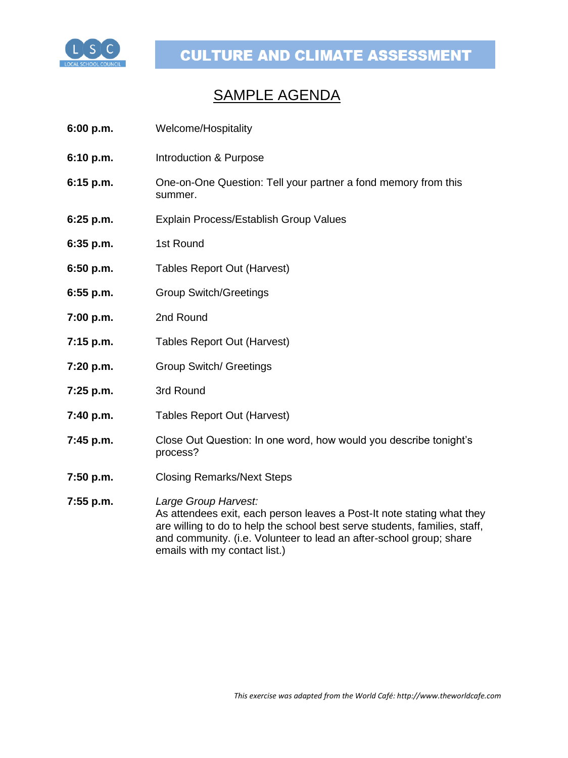# CULTURE AND CLIMATE ASSESSMENT

## SAMPLE AGENDA

| | |
|---|---|
| **6:00 p.m.** | Welcome/Hospitality |
| **6:10 p.m.** | Introduction & Purpose |
| **6:15 p.m.** | One-on-One Question: Tell your partner a fond memory from this summer. |
| **6:25 p.m.** | Explain Process/Establish Group Values |
| **6:35 p.m.** | 1st Round |
| **6:50 p.m.** | Tables Report Out (Harvest) |
| **6:55 p.m.** | Group Switch/Greetings |
| **7:00 p.m.** | 2nd Round |
| **7:15 p.m.** | Tables Report Out (Harvest) |
| **7:20 p.m.** | Group Switch/ Greetings |
| **7:25 p.m.** | 3rd Round |
| **7:40 p.m.** | Tables Report Out (Harvest) |
| **7:45 p.m.** | Close Out Question: In one word, how would you describe tonight's process? |
| **7:50 p.m.** | Closing Remarks/Next Steps |
| **7:55 p.m.** | *Large Group Harvest:* As attendees exit, each person leaves a Post-It note stating what they are willing to do to help the school best serve students, families, staff, and community. (i.e. Volunteer to lead an after-school group; share emails with my contact list.) |

*This exercise was adapted from the World Café: http://www.theworldcafe.com*